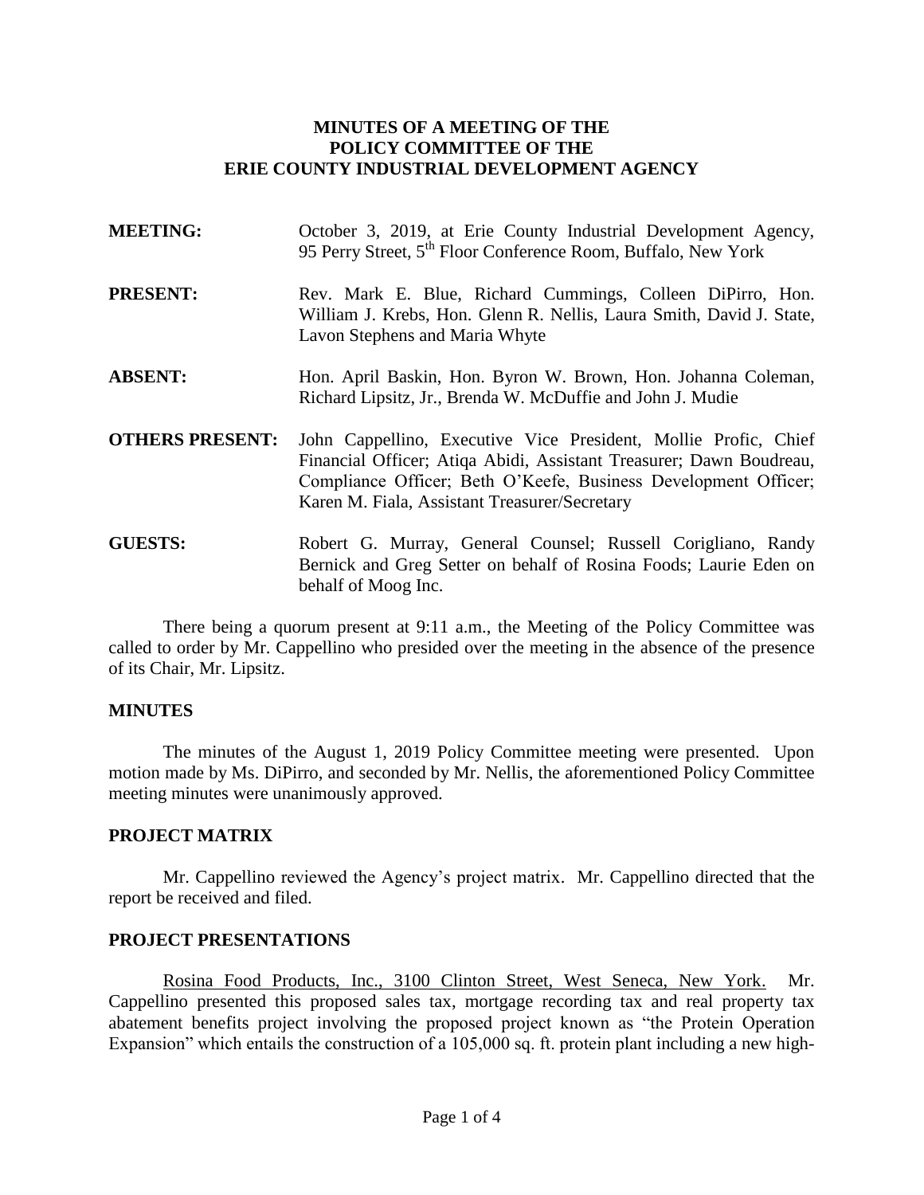# MINUTES OF A MEETING OF THE POLICY COMMITTEE OF THE ERIE COUNTY INDUSTRIAL DEVELOPMENT AGENCY

**MEETING:** October 3, 2019, at Erie County Industrial Development Agency, 95 Perry Street, 5th Floor Conference Room, Buffalo, New York

**PRESENT:** Rev. Mark E. Blue, Richard Cummings, Colleen DiPirro, Hon. William J. Krebs, Hon. Glenn R. Nellis, Laura Smith, David J. State, Lavon Stephens and Maria Whyte

**ABSENT:** Hon. April Baskin, Hon. Byron W. Brown, Hon. Johanna Coleman, Richard Lipsitz, Jr., Brenda W. McDuffie and John J. Mudie

**OTHERS PRESENT:** John Cappellino, Executive Vice President, Mollie Profic, Chief Financial Officer; Atiqa Abidi, Assistant Treasurer; Dawn Boudreau, Compliance Officer; Beth O'Keefe, Business Development Officer; Karen M. Fiala, Assistant Treasurer/Secretary

**GUESTS:** Robert G. Murray, General Counsel; Russell Corigliano, Randy Bernick and Greg Setter on behalf of Rosina Foods; Laurie Eden on behalf of Moog Inc.

There being a quorum present at 9:11 a.m., the Meeting of the Policy Committee was called to order by Mr. Cappellino who presided over the meeting in the absence of the presence of its Chair, Mr. Lipsitz.

## MINUTES

The minutes of the August 1, 2019 Policy Committee meeting were presented. Upon motion made by Ms. DiPirro, and seconded by Mr. Nellis, the aforementioned Policy Committee meeting minutes were unanimously approved.

## PROJECT MATRIX

Mr. Cappellino reviewed the Agency's project matrix. Mr. Cappellino directed that the report be received and filed.

## PROJECT PRESENTATIONS

Rosina Food Products, Inc., 3100 Clinton Street, West Seneca, New York. Mr. Cappellino presented this proposed sales tax, mortgage recording tax and real property tax abatement benefits project involving the proposed project known as "the Protein Operation Expansion" which entails the construction of a 105,000 sq. ft. protein plant including a new high-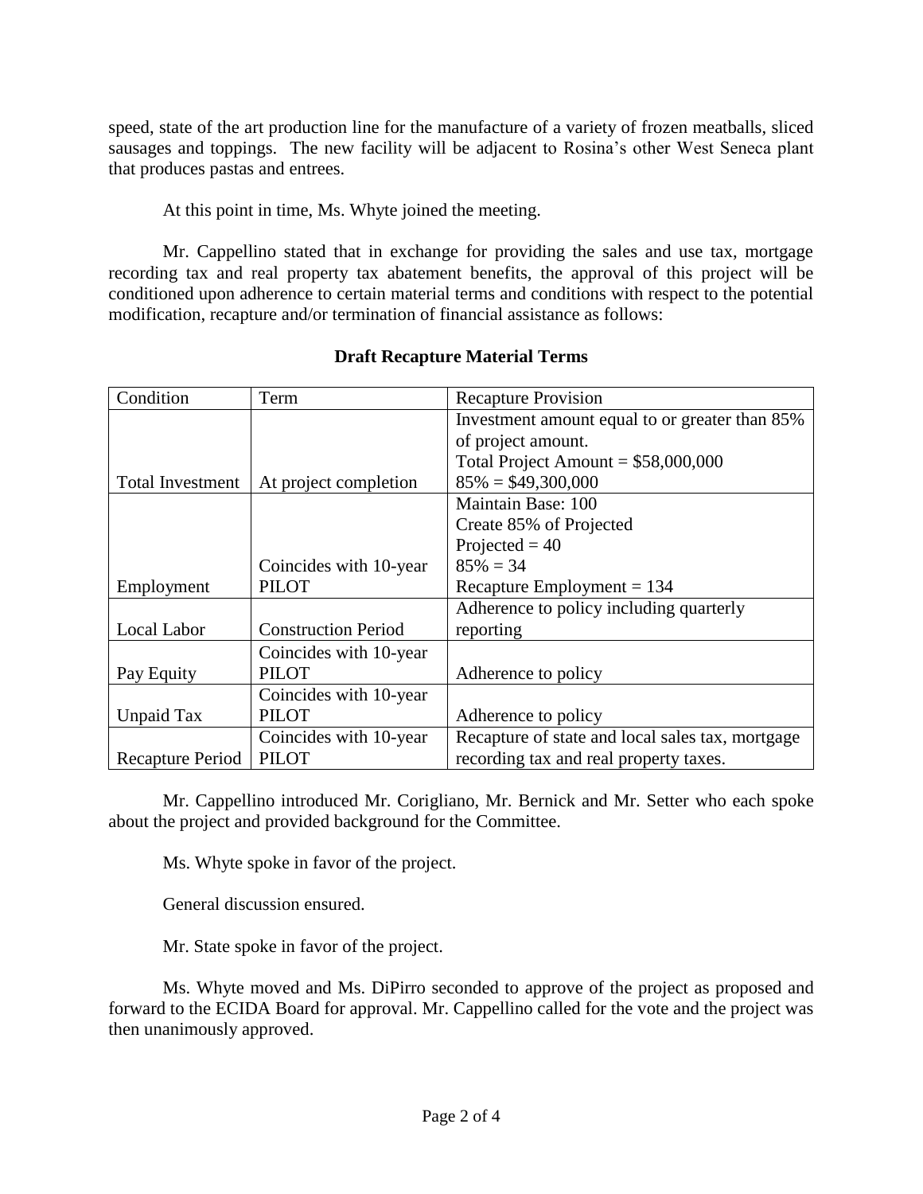speed, state of the art production line for the manufacture of a variety of frozen meatballs, sliced sausages and toppings. The new facility will be adjacent to Rosina's other West Seneca plant that produces pastas and entrees.

At this point in time, Ms. Whyte joined the meeting.

Mr. Cappellino stated that in exchange for providing the sales and use tax, mortgage recording tax and real property tax abatement benefits, the approval of this project will be conditioned upon adherence to certain material terms and conditions with respect to the potential modification, recapture and/or termination of financial assistance as follows:

**Draft Recapture Material Terms**

| Condition | Term | Recapture Provision |
|---|---|---|
| Total Investment | At project completion | Investment amount equal to or greater than 85% of project amount.<br>Total Project Amount = $58,000,000<br>85% = $49,300,000 |
| Employment | Coincides with 10-year PILOT | Maintain Base: 100<br>Create 85% of Projected<br>Projected = 40<br>85% = 34<br>Recapture Employment = 134 |
| Local Labor | Construction Period | Adherence to policy including quarterly reporting |
| Pay Equity | Coincides with 10-year PILOT | Adherence to policy |
| Unpaid Tax | Coincides with 10-year PILOT | Adherence to policy |
| Recapture Period | Coincides with 10-year PILOT | Recapture of state and local sales tax, mortgage recording tax and real property taxes. |

Mr. Cappellino introduced Mr. Corigliano, Mr. Bernick and Mr. Setter who each spoke about the project and provided background for the Committee.

Ms. Whyte spoke in favor of the project.

General discussion ensured.

Mr. State spoke in favor of the project.

Ms. Whyte moved and Ms. DiPirro seconded to approve of the project as proposed and forward to the ECIDA Board for approval. Mr. Cappellino called for the vote and the project was then unanimously approved.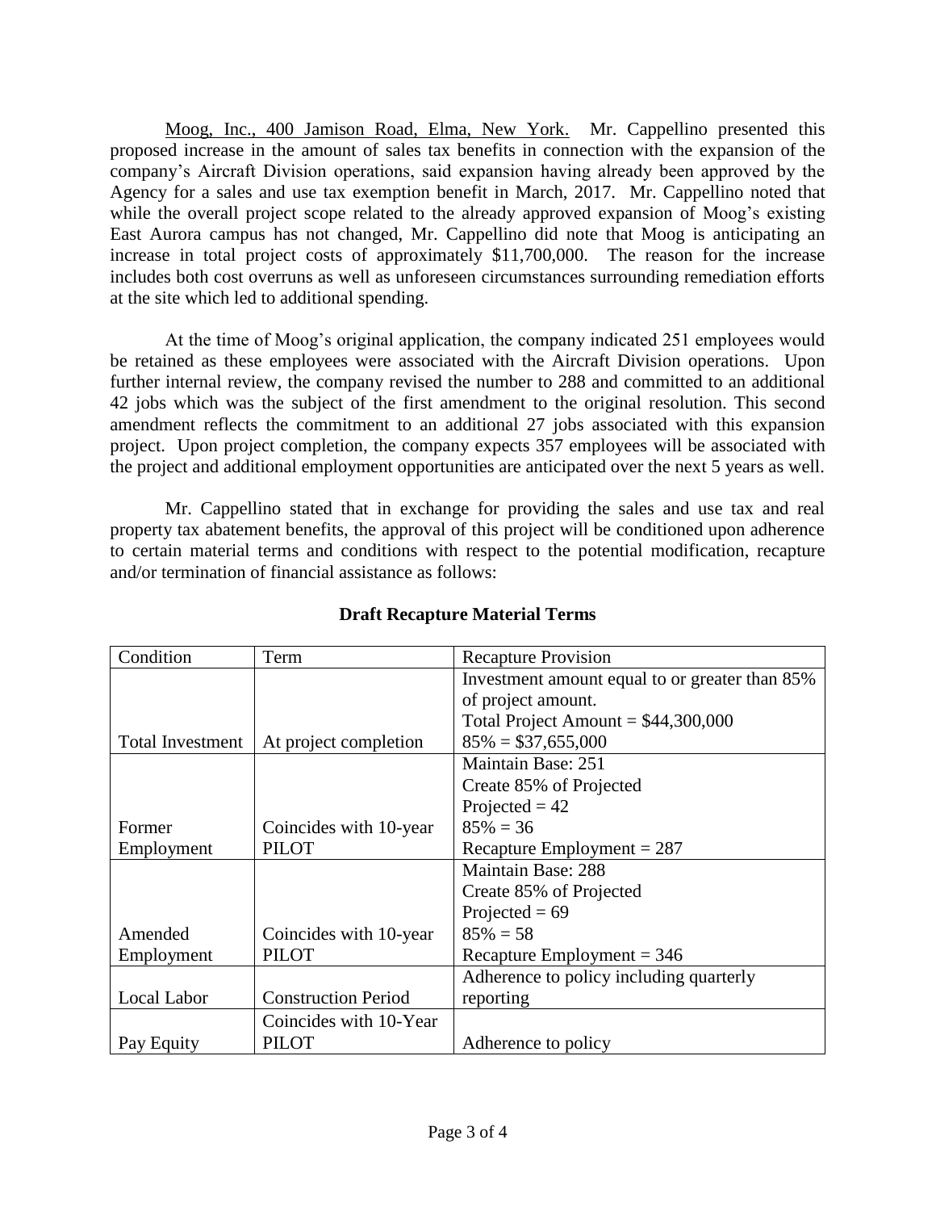Moog, Inc., 400 Jamison Road, Elma, New York. Mr. Cappellino presented this proposed increase in the amount of sales tax benefits in connection with the expansion of the company's Aircraft Division operations, said expansion having already been approved by the Agency for a sales and use tax exemption benefit in March, 2017. Mr. Cappellino noted that while the overall project scope related to the already approved expansion of Moog's existing East Aurora campus has not changed, Mr. Cappellino did note that Moog is anticipating an increase in total project costs of approximately $11,700,000. The reason for the increase includes both cost overruns as well as unforeseen circumstances surrounding remediation efforts at the site which led to additional spending.

At the time of Moog's original application, the company indicated 251 employees would be retained as these employees were associated with the Aircraft Division operations. Upon further internal review, the company revised the number to 288 and committed to an additional 42 jobs which was the subject of the first amendment to the original resolution. This second amendment reflects the commitment to an additional 27 jobs associated with this expansion project. Upon project completion, the company expects 357 employees will be associated with the project and additional employment opportunities are anticipated over the next 5 years as well.

Mr. Cappellino stated that in exchange for providing the sales and use tax and real property tax abatement benefits, the approval of this project will be conditioned upon adherence to certain material terms and conditions with respect to the potential modification, recapture and/or termination of financial assistance as follows:

**Draft Recapture Material Terms**

| Condition | Term | Recapture Provision |
|---|---|---|
| Total Investment | At project completion | Investment amount equal to or greater than 85% of project amount.<br>Total Project Amount = $44,300,000<br>85% = $37,655,000 |
| Former Employment | Coincides with 10-year PILOT | Maintain Base: 251<br>Create 85% of Projected<br>Projected = 42<br>85% = 36<br>Recapture Employment = 287 |
| Amended Employment | Coincides with 10-year PILOT | Maintain Base: 288<br>Create 85% of Projected<br>Projected = 69<br>85% = 58<br>Recapture Employment = 346 |
| Local Labor | Construction Period | Adherence to policy including quarterly reporting |
| Pay Equity | Coincides with 10-Year PILOT | Adherence to policy |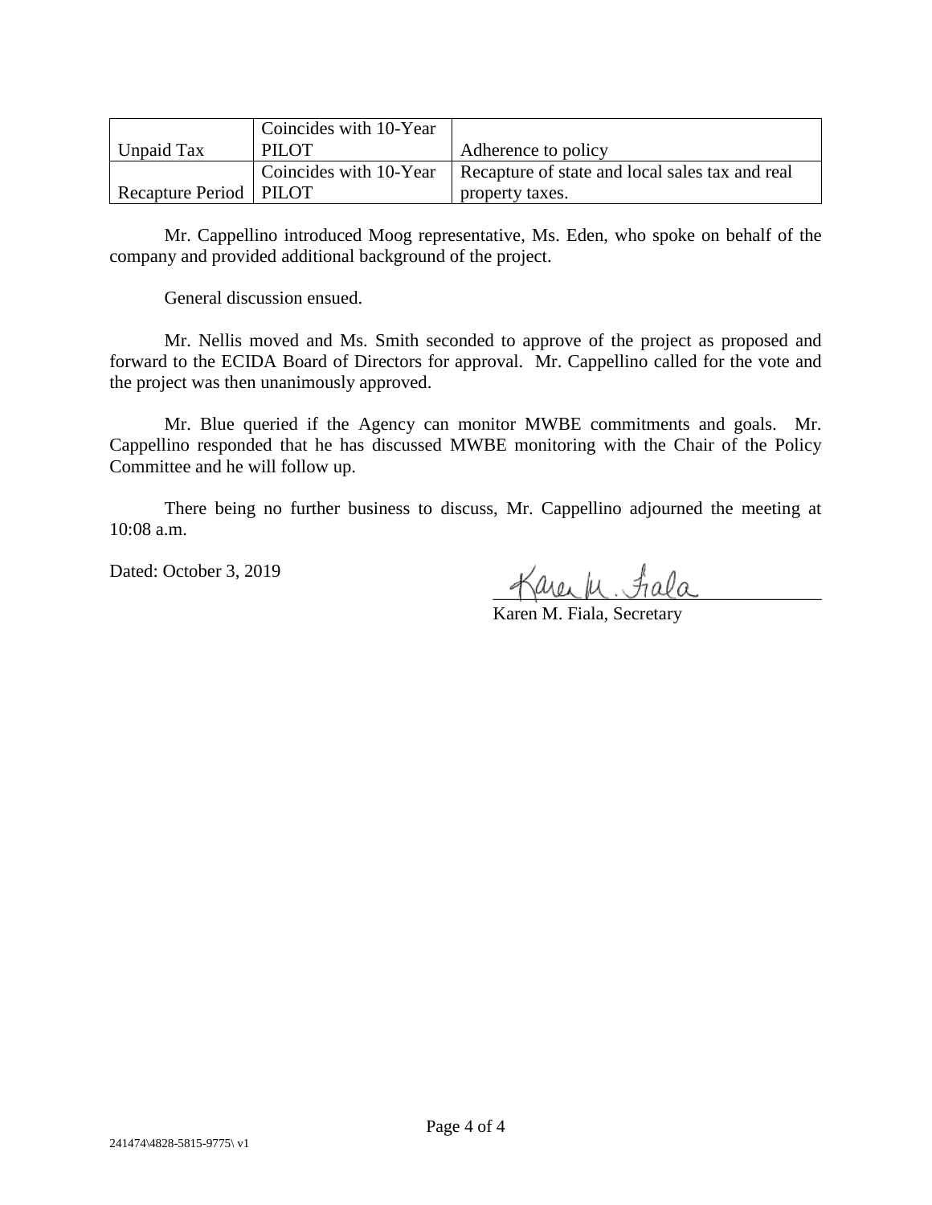| | | |
|---|---|---|
| Unpaid Tax | Coincides with 10-Year PILOT | Adherence to policy |
| Recapture Period | Coincides with 10-Year PILOT | Recapture of state and local sales tax and real property taxes. |

Mr. Cappellino introduced Moog representative, Ms. Eden, who spoke on behalf of the company and provided additional background of the project.

General discussion ensued.

Mr. Nellis moved and Ms. Smith seconded to approve of the project as proposed and forward to the ECIDA Board of Directors for approval. Mr. Cappellino called for the vote and the project was then unanimously approved.

Mr. Blue queried if the Agency can monitor MWBE commitments and goals. Mr. Cappellino responded that he has discussed MWBE monitoring with the Chair of the Policy Committee and he will follow up.

There being no further business to discuss, Mr. Cappellino adjourned the meeting at 10:08 a.m.

Dated: October 3, 2019

Karen M. Fiala

Karen M. Fiala, Secretary

241474\4828-5815-9775\ v1